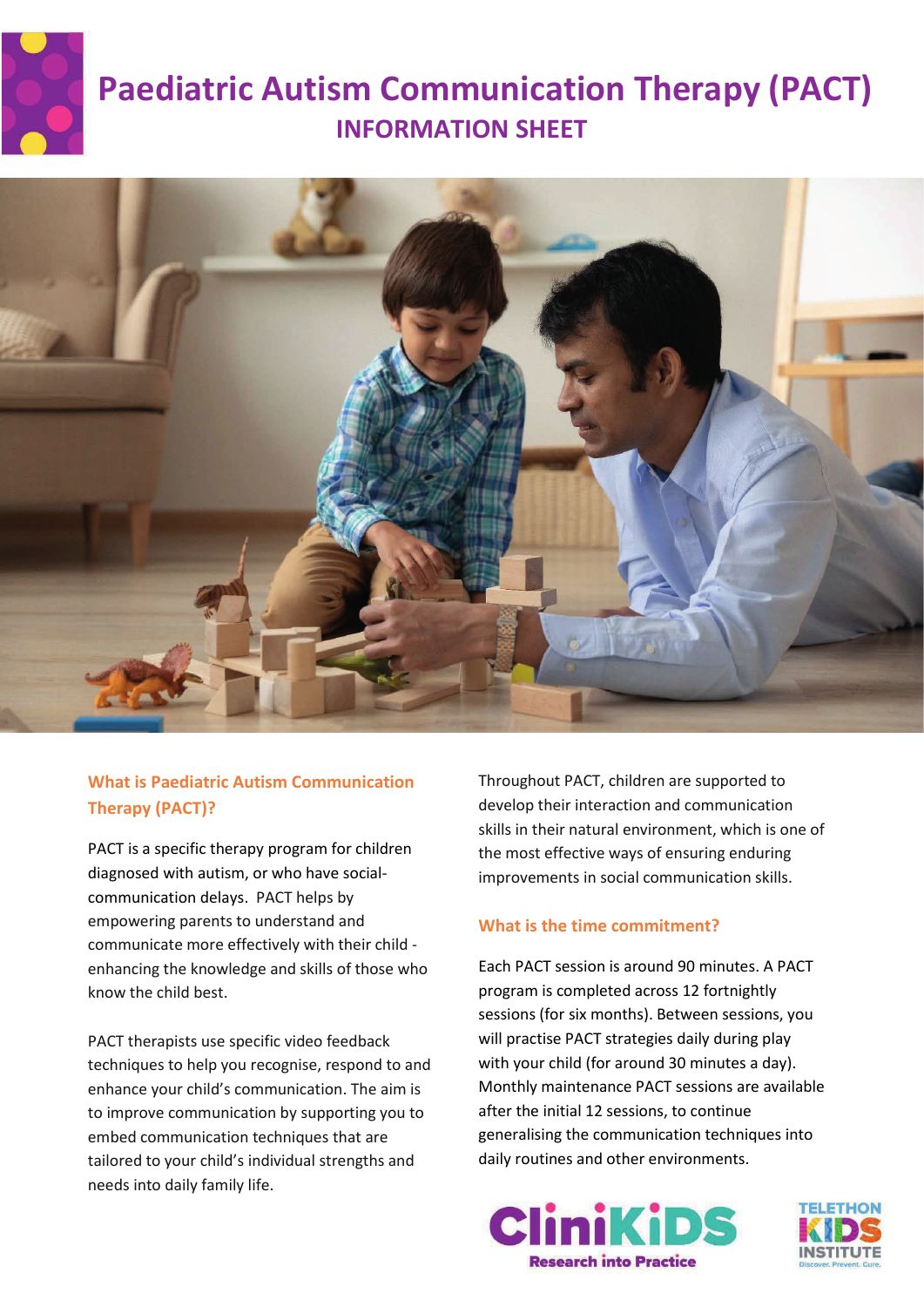# Paediatric Autism Communication Therapy (PACT)

## INFORMATION SHEET

### What is Paediatric Autism Communication Therapy (PACT)?

PACT is a specific therapy program for children diagnosed with autism, or who have social-communication delays. PACT helps by empowering parents to understand and communicate more effectively with their child - enhancing the knowledge and skills of those who know the child best.

PACT therapists use specific video feedback techniques to help you recognise, respond to and enhance your child's communication. The aim is to improve communication by supporting you to embed communication techniques that are tailored to your child's individual strengths and needs into daily family life.

Throughout PACT, children are supported to develop their interaction and communication skills in their natural environment, which is one of the most effective ways of ensuring enduring improvements in social communication skills.

### What is the time commitment?

Each PACT session is around 90 minutes. A PACT program is completed across 12 fortnightly sessions (for six months). Between sessions, you will practise PACT strategies daily during play with your child (for around 30 minutes a day). Monthly maintenance PACT sessions are available after the initial 12 sessions, to continue generalising the communication techniques into daily routines and other environments.

CliniKiDS Research into Practice

TELETHON KIDS INSTITUTE Discover. Prevent. Cure.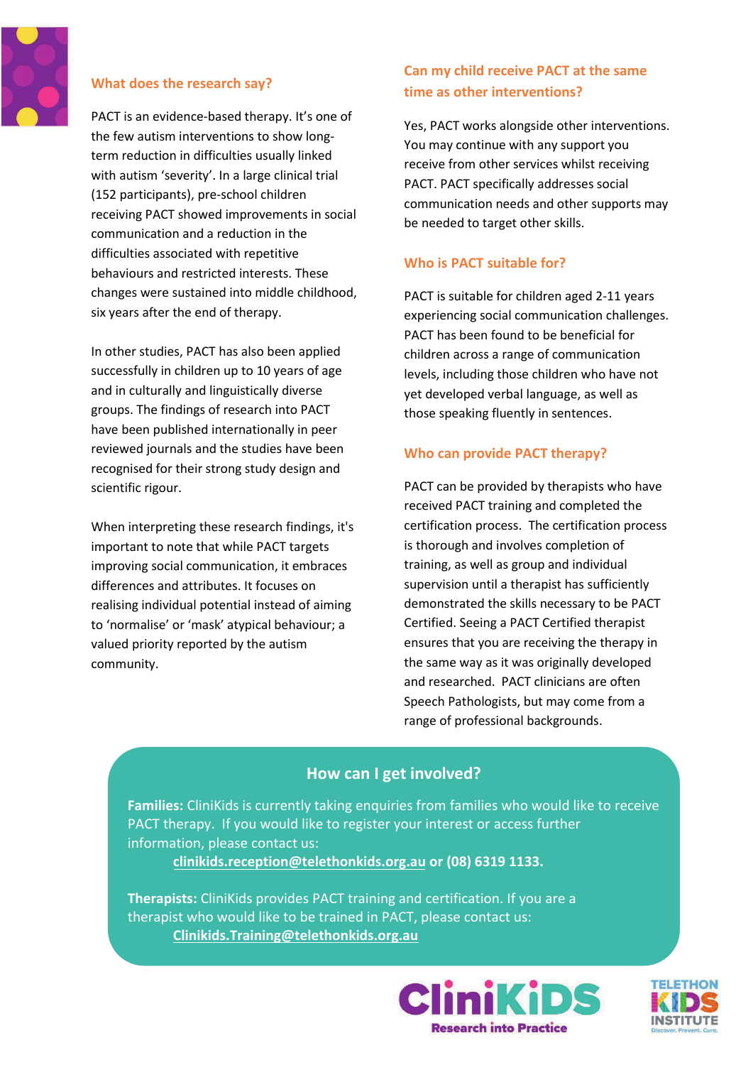## What does the research say?

PACT is an evidence-based therapy. It's one of the few autism interventions to show long-term reduction in difficulties usually linked with autism 'severity'. In a large clinical trial (152 participants), pre-school children receiving PACT showed improvements in social communication and a reduction in the difficulties associated with repetitive behaviours and restricted interests. These changes were sustained into middle childhood, six years after the end of therapy.

In other studies, PACT has also been applied successfully in children up to 10 years of age and in culturally and linguistically diverse groups. The findings of research into PACT have been published internationally in peer reviewed journals and the studies have been recognised for their strong study design and scientific rigour.

When interpreting these research findings, it's important to note that while PACT targets improving social communication, it embraces differences and attributes. It focuses on realising individual potential instead of aiming to 'normalise' or 'mask' atypical behaviour; a valued priority reported by the autism community.

## Can my child receive PACT at the same time as other interventions?

Yes, PACT works alongside other interventions. You may continue with any support you receive from other services whilst receiving PACT. PACT specifically addresses social communication needs and other supports may be needed to target other skills.

## Who is PACT suitable for?

PACT is suitable for children aged 2-11 years experiencing social communication challenges. PACT has been found to be beneficial for children across a range of communication levels, including those children who have not yet developed verbal language, as well as those speaking fluently in sentences.

## Who can provide PACT therapy?

PACT can be provided by therapists who have received PACT training and completed the certification process. The certification process is thorough and involves completion of training, as well as group and individual supervision until a therapist has sufficiently demonstrated the skills necessary to be PACT Certified. Seeing a PACT Certified therapist ensures that you are receiving the therapy in the same way as it was originally developed and researched. PACT clinicians are often Speech Pathologists, but may come from a range of professional backgrounds.

## How can I get involved?

**Families:** CliniKids is currently taking enquiries from families who would like to receive PACT therapy. If you would like to register your interest or access further information, please contact us:

**clinikids.reception@telethonkids.org.au or (08) 6319 1133.**

**Therapists:** CliniKids provides PACT training and certification. If you are a therapist who would like to be trained in PACT, please contact us:

**Clinikids.Training@telethonkids.org.au**

CliniKiDS Research into Practice

TELETHON KIDS INSTITUTE Discover. Prevent. Cure.